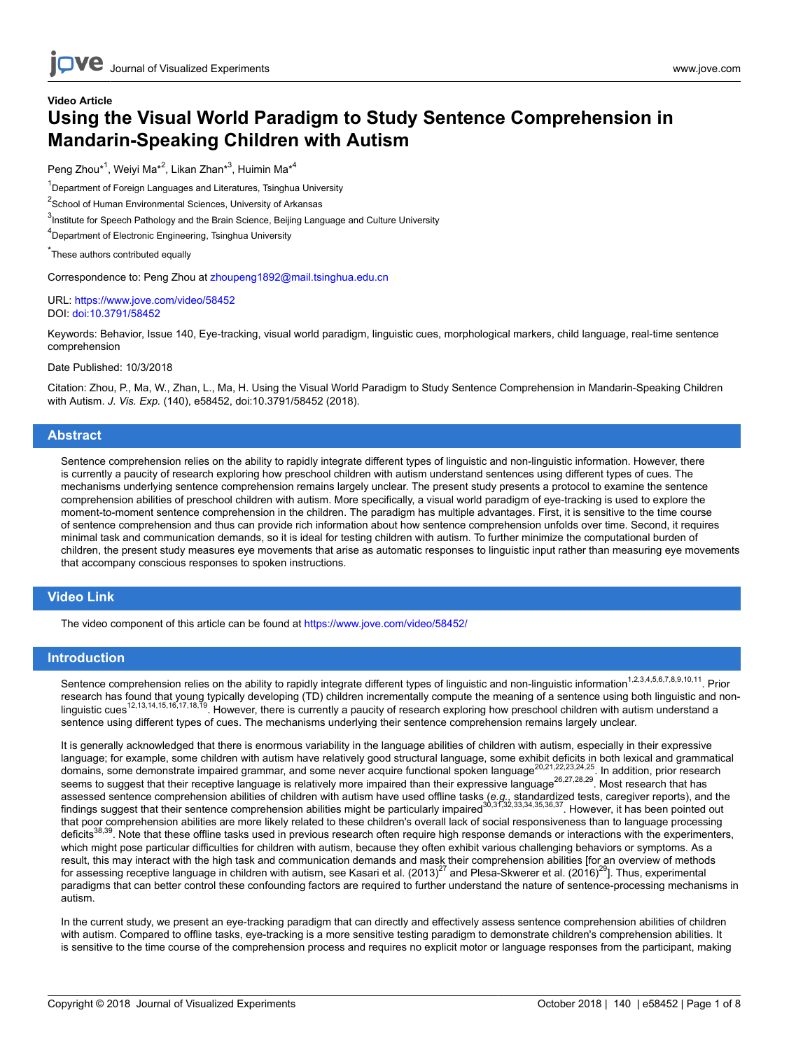**Video Article**

# Using the Visual World Paradigm to Study Sentence Comprehension in Mandarin-Speaking Children with Autism

Peng Zhou*[1], Weiyi Ma*[2], Likan Zhan*[3], Huimin Ma*[4]

[1]Department of Foreign Languages and Literatures, Tsinghua University

[2]School of Human Environmental Sciences, University of Arkansas

[3]Institute for Speech Pathology and the Brain Science, Beijing Language and Culture University

[4]Department of Electronic Engineering, Tsinghua University

*These authors contributed equally

Correspondence to: Peng Zhou at zhoupeng1892@mail.tsinghua.edu.cn

URL: https://www.jove.com/video/58452
DOI: doi:10.3791/58452

Keywords: Behavior, Issue 140, Eye-tracking, visual world paradigm, linguistic cues, morphological markers, child language, real-time sentence comprehension

Date Published: 10/3/2018

Citation: Zhou, P., Ma, W., Zhan, L., Ma, H. Using the Visual World Paradigm to Study Sentence Comprehension in Mandarin-Speaking Children with Autism. *J. Vis. Exp.* (140), e58452, doi:10.3791/58452 (2018).

## Abstract

Sentence comprehension relies on the ability to rapidly integrate different types of linguistic and non-linguistic information. However, there is currently a paucity of research exploring how preschool children with autism understand sentences using different types of cues. The mechanisms underlying sentence comprehension remains largely unclear. The present study presents a protocol to examine the sentence comprehension abilities of preschool children with autism. More specifically, a visual world paradigm of eye-tracking is used to explore the moment-to-moment sentence comprehension in the children. The paradigm has multiple advantages. First, it is sensitive to the time course of sentence comprehension and thus can provide rich information about how sentence comprehension unfolds over time. Second, it requires minimal task and communication demands, so it is ideal for testing children with autism. To further minimize the computational burden of children, the present study measures eye movements that arise as automatic responses to linguistic input rather than measuring eye movements that accompany conscious responses to spoken instructions.

## Video Link

The video component of this article can be found at https://www.jove.com/video/58452/

## Introduction

Sentence comprehension relies on the ability to rapidly integrate different types of linguistic and non-linguistic information[1,2,3,4,5,6,7,8,9,10,11]. Prior research has found that young typically developing (TD) children incrementally compute the meaning of a sentence using both linguistic and non-linguistic cues[12,13,14,15,16,17,18,19]. However, there is currently a paucity of research exploring how preschool children with autism understand a sentence using different types of cues. The mechanisms underlying their sentence comprehension remains largely unclear.

It is generally acknowledged that there is enormous variability in the language abilities of children with autism, especially in their expressive language; for example, some children with autism have relatively good structural language, some exhibit deficits in both lexical and grammatical domains, some demonstrate impaired grammar, and some never acquire functional spoken language[20,21,22,23,24,25]. In addition, prior research seems to suggest that their receptive language is relatively more impaired than their expressive language[26,27,28,29]. Most research that has assessed sentence comprehension abilities of children with autism have used offline tasks (*e.g.*, standardized tests, caregiver reports), and the findings suggest that their sentence comprehension abilities might be particularly impaired[30,31,32,33,34,35,36,37]. However, it has been pointed out that poor comprehension abilities are more likely related to these children's overall lack of social responsiveness than to language processing deficits[38,39]. Note that these offline tasks used in previous research often require high response demands or interactions with the experimenters, which might pose particular difficulties for children with autism, because they often exhibit various challenging behaviors or symptoms. As a result, this may interact with the high task and communication demands and mask their comprehension abilities [for an overview of methods for assessing receptive language in children with autism, see Kasari et al. (2013)[27] and Plesa-Skwerer et al. (2016)[29]]. Thus, experimental paradigms that can better control these confounding factors are required to further understand the nature of sentence-processing mechanisms in autism.

In the current study, we present an eye-tracking paradigm that can directly and effectively assess sentence comprehension abilities of children with autism. Compared to offline tasks, eye-tracking is a more sensitive testing paradigm to demonstrate children's comprehension abilities. It is sensitive to the time course of the comprehension process and requires no explicit motor or language responses from the participant, making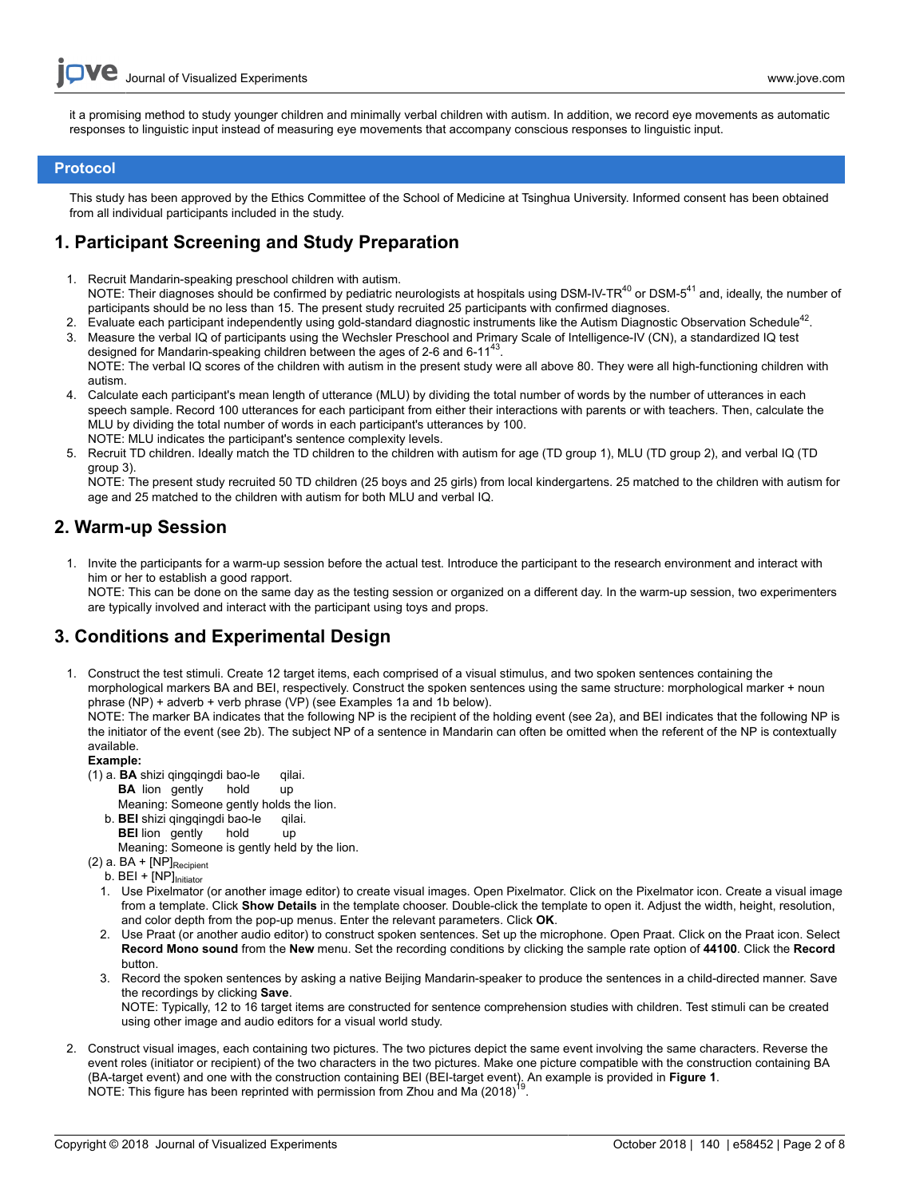it a promising method to study younger children and minimally verbal children with autism. In addition, we record eye movements as automatic responses to linguistic input instead of measuring eye movements that accompany conscious responses to linguistic input.

## Protocol

This study has been approved by the Ethics Committee of the School of Medicine at Tsinghua University. Informed consent has been obtained from all individual participants included in the study.

## 1. Participant Screening and Study Preparation

1. Recruit Mandarin-speaking preschool children with autism.
   NOTE: Their diagnoses should be confirmed by pediatric neurologists at hospitals using DSM-IV-TR[40] or DSM-5[41] and, ideally, the number of participants should be no less than 15. The present study recruited 25 participants with confirmed diagnoses.
2. Evaluate each participant independently using gold-standard diagnostic instruments like the Autism Diagnostic Observation Schedule[42].
3. Measure the verbal IQ of participants using the Wechsler Preschool and Primary Scale of Intelligence-IV (CN), a standardized IQ test designed for Mandarin-speaking children between the ages of 2-6 and 6-11[43].
   NOTE: The verbal IQ scores of the children with autism in the present study were all above 80. They were all high-functioning children with autism.
4. Calculate each participant's mean length of utterance (MLU) by dividing the total number of words by the number of utterances in each speech sample. Record 100 utterances for each participant from either their interactions with parents or with teachers. Then, calculate the MLU by dividing the total number of words in each participant's utterances by 100.
   NOTE: MLU indicates the participant's sentence complexity levels.
5. Recruit TD children. Ideally match the TD children to the children with autism for age (TD group 1), MLU (TD group 2), and verbal IQ (TD group 3).
   NOTE: The present study recruited 50 TD children (25 boys and 25 girls) from local kindergartens. 25 matched to the children with autism for age and 25 matched to the children with autism for both MLU and verbal IQ.

## 2. Warm-up Session

1. Invite the participants for a warm-up session before the actual test. Introduce the participant to the research environment and interact with him or her to establish a good rapport.
   NOTE: This can be done on the same day as the testing session or organized on a different day. In the warm-up session, two experimenters are typically involved and interact with the participant using toys and props.

## 3. Conditions and Experimental Design

1. Construct the test stimuli. Create 12 target items, each comprised of a visual stimulus, and two spoken sentences containing the morphological markers BA and BEI, respectively. Construct the spoken sentences using the same structure: morphological marker + noun phrase (NP) + adverb + verb phrase (VP) (see Examples 1a and 1b below).
   NOTE: The marker BA indicates that the following NP is the recipient of the holding event (see 2a), and BEI indicates that the following NP is the initiator of the event (see 2b). The subject NP of a sentence in Mandarin can often be omitted when the referent of the NP is contextually available.
   **Example:**
   (1) a. **BA** shizi qingqingdi bao-le qilai.
   **BA** lion gently hold up
   Meaning: Someone gently holds the lion.
   b. **BEI** shizi qingqingdi bao-le qilai.
   **BEI** lion gently hold up
   Meaning: Someone is gently held by the lion.
   (2) a. BA + $[\text{NP}]_{\text{Recipient}}$
   b. BEI + $[\text{NP}]_{\text{Initiator}}$
   1. Use Pixelmator (or another image editor) to create visual images. Open Pixelmator. Click on the Pixelmator icon. Create a visual image from a template. Click **Show Details** in the template chooser. Double-click the template to open it. Adjust the width, height, resolution, and color depth from the pop-up menus. Enter the relevant parameters. Click **OK**.
   2. Use Praat (or another audio editor) to construct spoken sentences. Set up the microphone. Open Praat. Click on the Praat icon. Select **Record Mono sound** from the **New** menu. Set the recording conditions by clicking the sample rate option of **44100**. Click the **Record** button.
   3. Record the spoken sentences by asking a native Beijing Mandarin-speaker to produce the sentences in a child-directed manner. Save the recordings by clicking **Save**.
      NOTE: Typically, 12 to 16 target items are constructed for sentence comprehension studies with children. Test stimuli can be created using other image and audio editors for a visual world study.
2. Construct visual images, each containing two pictures. The two pictures depict the same event involving the same characters. Reverse the event roles (initiator or recipient) of the two characters in the two pictures. Make one picture compatible with the construction containing BA (BA-target event) and one with the construction containing BEI (BEI-target event). An example is provided in **Figure 1**.
   NOTE: This figure has been reprinted with permission from Zhou and Ma (2018)[19].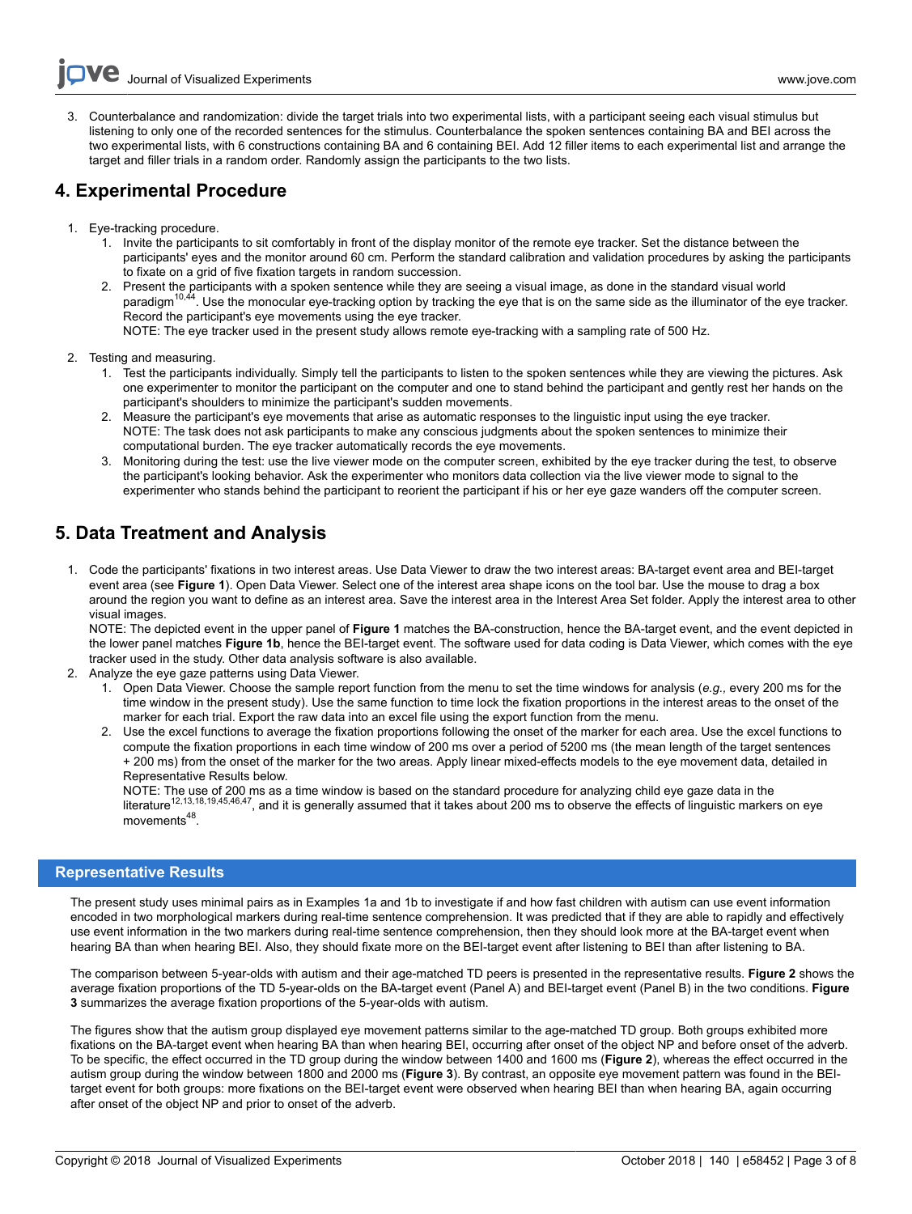3. Counterbalance and randomization: divide the target trials into two experimental lists, with a participant seeing each visual stimulus but listening to only one of the recorded sentences for the stimulus. Counterbalance the spoken sentences containing BA and BEI across the two experimental lists, with 6 constructions containing BA and 6 containing BEI. Add 12 filler items to each experimental list and arrange the target and filler trials in a random order. Randomly assign the participants to the two lists.

## 4. Experimental Procedure

1. Eye-tracking procedure.
   1. Invite the participants to sit comfortably in front of the display monitor of the remote eye tracker. Set the distance between the participants' eyes and the monitor around 60 cm. Perform the standard calibration and validation procedures by asking the participants to fixate on a grid of five fixation targets in random succession.
   2. Present the participants with a spoken sentence while they are seeing a visual image, as done in the standard visual world paradigm[10,44]. Use the monocular eye-tracking option by tracking the eye that is on the same side as the illuminator of the eye tracker. Record the participant's eye movements using the eye tracker.
   NOTE: The eye tracker used in the present study allows remote eye-tracking with a sampling rate of 500 Hz.
2. Testing and measuring.
   1. Test the participants individually. Simply tell the participants to listen to the spoken sentences while they are viewing the pictures. Ask one experimenter to monitor the participant on the computer and one to stand behind the participant and gently rest her hands on the participant's shoulders to minimize the participant's sudden movements.
   2. Measure the participant's eye movements that arise as automatic responses to the linguistic input using the eye tracker.
   NOTE: The task does not ask participants to make any conscious judgments about the spoken sentences to minimize their computational burden. The eye tracker automatically records the eye movements.
   3. Monitoring during the test: use the live viewer mode on the computer screen, exhibited by the eye tracker during the test, to observe the participant's looking behavior. Ask the experimenter who monitors data collection via the live viewer mode to signal to the experimenter who stands behind the participant to reorient the participant if his or her eye gaze wanders off the computer screen.

## 5. Data Treatment and Analysis

1. Code the participants' fixations in two interest areas. Use Data Viewer to draw the two interest areas: BA-target event area and BEI-target event area (see **Figure 1**). Open Data Viewer. Select one of the interest area shape icons on the tool bar. Use the mouse to drag a box around the region you want to define as an interest area. Save the interest area in the Interest Area Set folder. Apply the interest area to other visual images.
NOTE: The depicted event in the upper panel of **Figure 1** matches the BA-construction, hence the BA-target event, and the event depicted in the lower panel matches **Figure 1b**, hence the BEI-target event. The software used for data coding is Data Viewer, which comes with the eye tracker used in the study. Other data analysis software is also available.
2. Analyze the eye gaze patterns using Data Viewer.
   1. Open Data Viewer. Choose the sample report function from the menu to set the time windows for analysis (*e.g.,* every 200 ms for the time window in the present study). Use the same function to time lock the fixation proportions in the interest areas to the onset of the marker for each trial. Export the raw data into an excel file using the export function from the menu.
   2. Use the excel functions to average the fixation proportions following the onset of the marker for each area. Use the excel functions to compute the fixation proportions in each time window of 200 ms over a period of 5200 ms (the mean length of the target sentences + 200 ms) from the onset of the marker for the two areas. Apply linear mixed-effects models to the eye movement data, detailed in Representative Results below.
   NOTE: The use of 200 ms as a time window is based on the standard procedure for analyzing child eye gaze data in the literature[12,13,18,19,45,46,47], and it is generally assumed that it takes about 200 ms to observe the effects of linguistic markers on eye movements[48].

## Representative Results

The present study uses minimal pairs as in Examples 1a and 1b to investigate if and how fast children with autism can use event information encoded in two morphological markers during real-time sentence comprehension. It was predicted that if they are able to rapidly and effectively use event information in the two markers during real-time sentence comprehension, then they should look more at the BA-target event when hearing BA than when hearing BEI. Also, they should fixate more on the BEI-target event after listening to BEI than after listening to BA.

The comparison between 5-year-olds with autism and their age-matched TD peers is presented in the representative results. **Figure 2** shows the average fixation proportions of the TD 5-year-olds on the BA-target event (Panel A) and BEI-target event (Panel B) in the two conditions. **Figure 3** summarizes the average fixation proportions of the 5-year-olds with autism.

The figures show that the autism group displayed eye movement patterns similar to the age-matched TD group. Both groups exhibited more fixations on the BA-target event when hearing BA than when hearing BEI, occurring after onset of the object NP and before onset of the adverb. To be specific, the effect occurred in the TD group during the window between 1400 and 1600 ms (**Figure 2**), whereas the effect occurred in the autism group during the window between 1800 and 2000 ms (**Figure 3**). By contrast, an opposite eye movement pattern was found in the BEI-target event for both groups: more fixations on the BEI-target event were observed when hearing BEI than when hearing BA, again occurring after onset of the object NP and prior to onset of the adverb.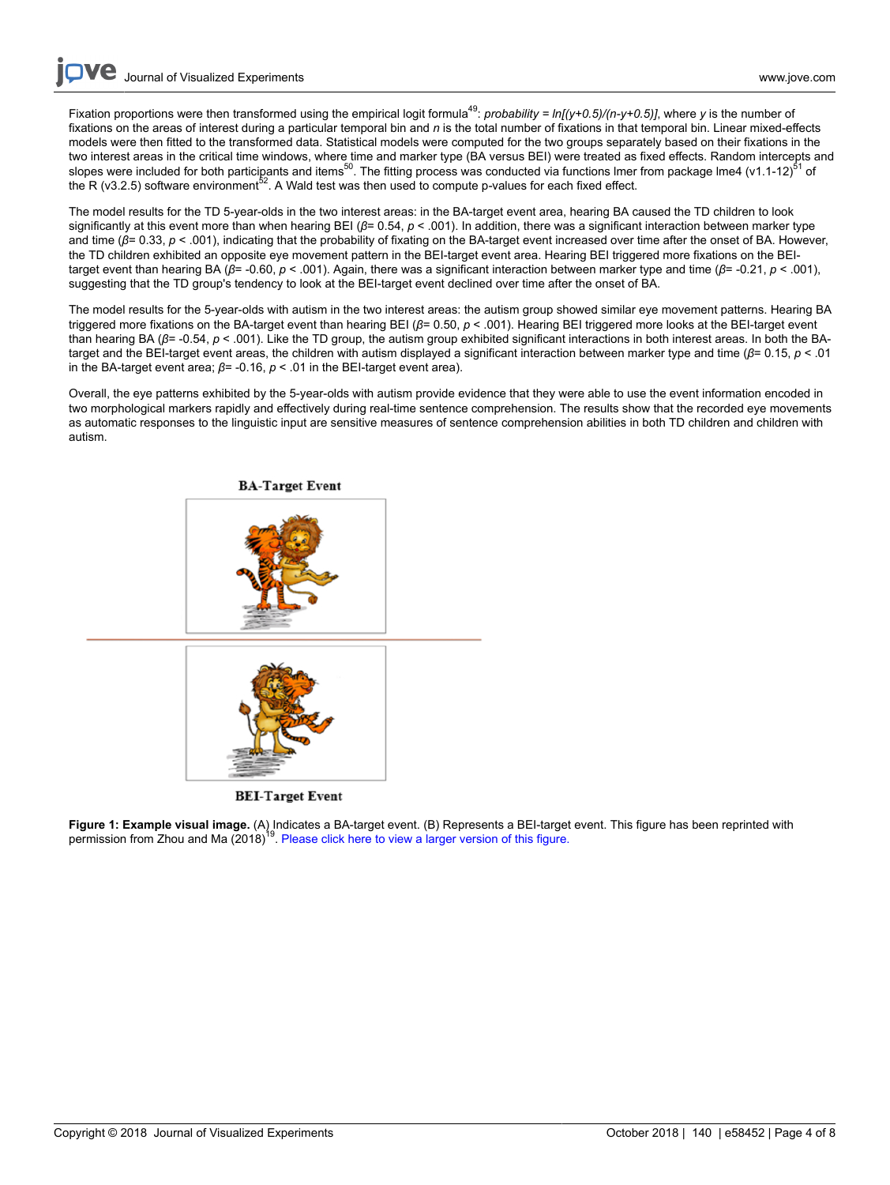Fixation proportions were then transformed using the empirical logit formula[49]: *probability = ln[(y+0.5)/(n-y+0.5)]*, where *y* is the number of fixations on the areas of interest during a particular temporal bin and *n* is the total number of fixations in that temporal bin. Linear mixed-effects models were then fitted to the transformed data. Statistical models were computed for the two groups separately based on their fixations in the two interest areas in the critical time windows, where time and marker type (BA versus BEI) were treated as fixed effects. Random intercepts and slopes were included for both participants and items[50]. The fitting process was conducted via functions lmer from package lme4 (v1.1-12)[51] of the R (v3.2.5) software environment[52]. A Wald test was then used to compute p-values for each fixed effect.

The model results for the TD 5-year-olds in the two interest areas: in the BA-target event area, hearing BA caused the TD children to look significantly at this event more than when hearing BEI ($\beta$= 0.54, $p$ < .001). In addition, there was a significant interaction between marker type and time ($\beta$= 0.33, $p$ < .001), indicating that the probability of fixating on the BA-target event increased over time after the onset of BA. However, the TD children exhibited an opposite eye movement pattern in the BEI-target event area. Hearing BEI triggered more fixations on the BEI-target event than hearing BA ($\beta$= -0.60, $p$ < .001). Again, there was a significant interaction between marker type and time ($\beta$= -0.21, $p$ < .001), suggesting that the TD group's tendency to look at the BEI-target event declined over time after the onset of BA.

The model results for the 5-year-olds with autism in the two interest areas: the autism group showed similar eye movement patterns. Hearing BA triggered more fixations on the BA-target event than hearing BEI ($\beta$= 0.50, $p$ < .001). Hearing BEI triggered more looks at the BEI-target event than hearing BA ($\beta$= -0.54, $p$ < .001). Like the TD group, the autism group exhibited significant interactions in both interest areas. In both the BA-target and the BEI-target event areas, the children with autism displayed a significant interaction between marker type and time ($\beta$= 0.15, $p$ < .01 in the BA-target event area; $\beta$= -0.16, $p$ < .01 in the BEI-target event area).

Overall, the eye patterns exhibited by the 5-year-olds with autism provide evidence that they were able to use the event information encoded in two morphological markers rapidly and effectively during real-time sentence comprehension. The results show that the recorded eye movements as automatic responses to the linguistic input are sensitive measures of sentence comprehension abilities in both TD children and children with autism.

**Figure 1: Example visual image.** (A) Indicates a BA-target event. (B) Represents a BEI-target event. This figure has been reprinted with permission from Zhou and Ma (2018)[19]. Please click here to view a larger version of this figure.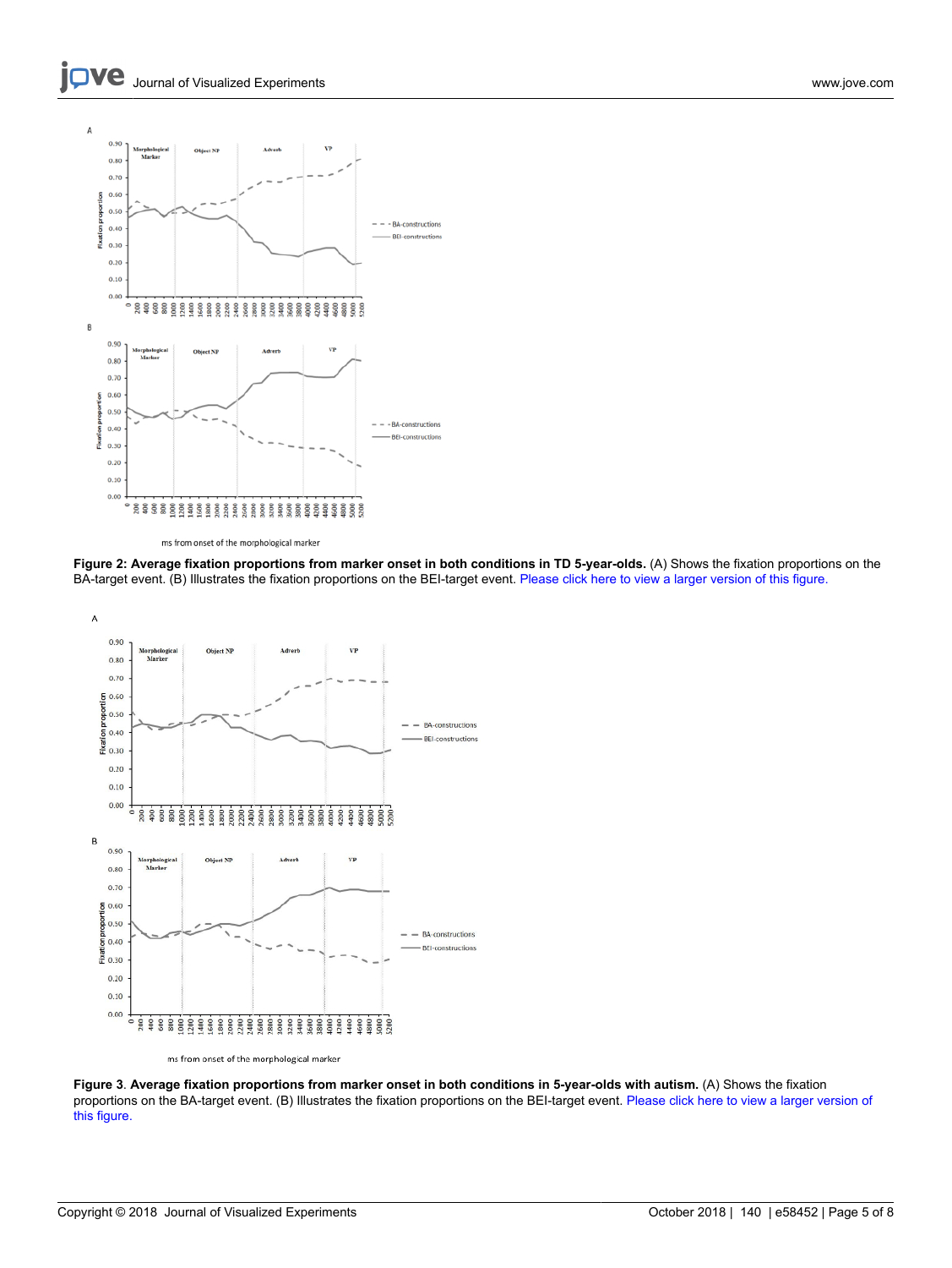**Figure 2: Average fixation proportions from marker onset in both conditions in TD 5-year-olds.** (A) Shows the fixation proportions on the BA-target event. (B) Illustrates the fixation proportions on the BEI-target event. Please click here to view a larger version of this figure.

**Figure 3**. **Average fixation proportions from marker onset in both conditions in 5-year-olds with autism.** (A) Shows the fixation proportions on the BA-target event. (B) Illustrates the fixation proportions on the BEI-target event. Please click here to view a larger version of this figure.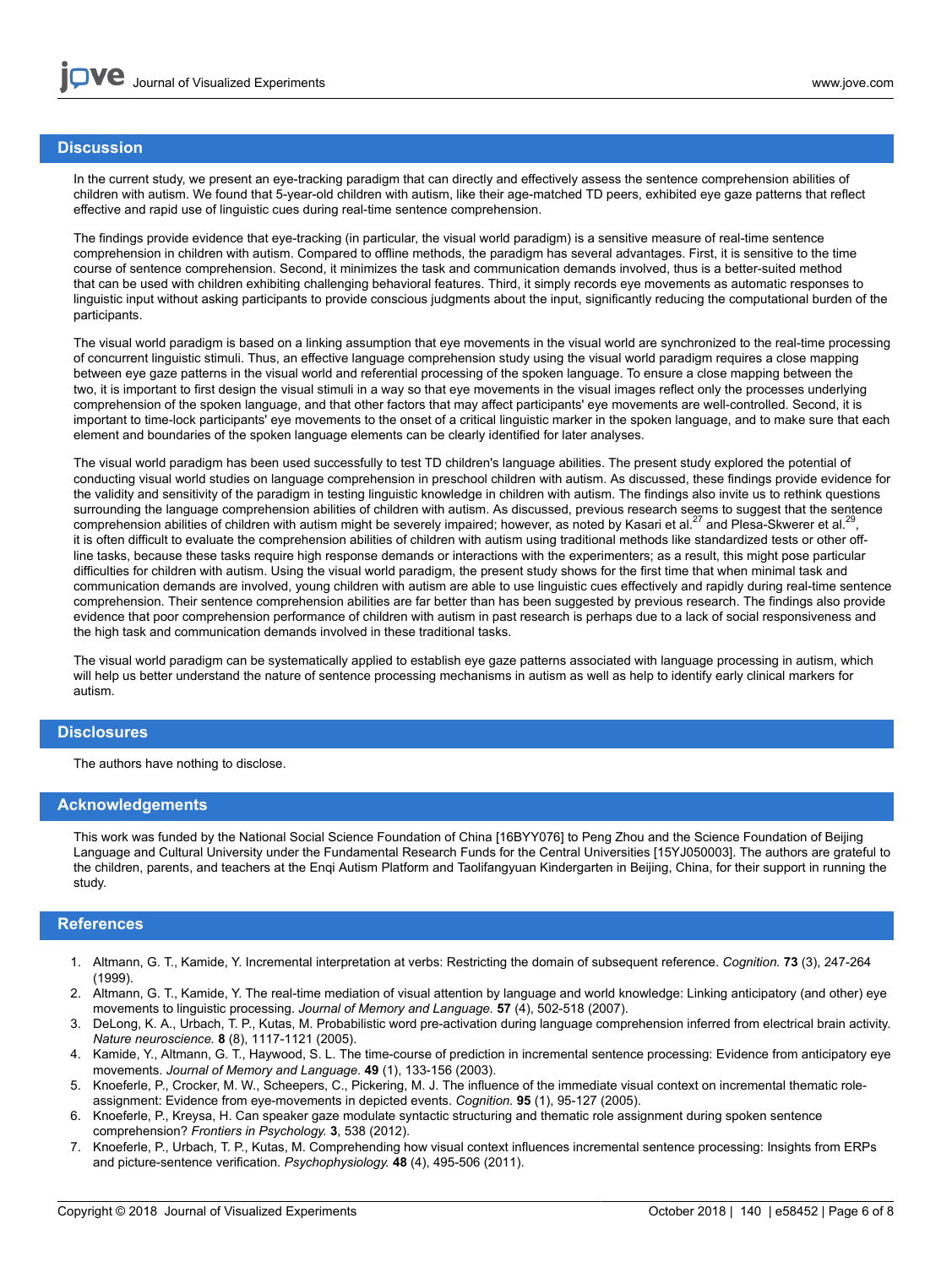## Discussion

In the current study, we present an eye-tracking paradigm that can directly and effectively assess the sentence comprehension abilities of children with autism. We found that 5-year-old children with autism, like their age-matched TD peers, exhibited eye gaze patterns that reflect effective and rapid use of linguistic cues during real-time sentence comprehension.

The findings provide evidence that eye-tracking (in particular, the visual world paradigm) is a sensitive measure of real-time sentence comprehension in children with autism. Compared to offline methods, the paradigm has several advantages. First, it is sensitive to the time course of sentence comprehension. Second, it minimizes the task and communication demands involved, thus is a better-suited method that can be used with children exhibiting challenging behavioral features. Third, it simply records eye movements as automatic responses to linguistic input without asking participants to provide conscious judgments about the input, significantly reducing the computational burden of the participants.

The visual world paradigm is based on a linking assumption that eye movements in the visual world are synchronized to the real-time processing of concurrent linguistic stimuli. Thus, an effective language comprehension study using the visual world paradigm requires a close mapping between eye gaze patterns in the visual world and referential processing of the spoken language. To ensure a close mapping between the two, it is important to first design the visual stimuli in a way so that eye movements in the visual images reflect only the processes underlying comprehension of the spoken language, and that other factors that may affect participants' eye movements are well-controlled. Second, it is important to time-lock participants' eye movements to the onset of a critical linguistic marker in the spoken language, and to make sure that each element and boundaries of the spoken language elements can be clearly identified for later analyses.

The visual world paradigm has been used successfully to test TD children's language abilities. The present study explored the potential of conducting visual world studies on language comprehension in preschool children with autism. As discussed, these findings provide evidence for the validity and sensitivity of the paradigm in testing linguistic knowledge in children with autism. The findings also invite us to rethink questions surrounding the language comprehension abilities of children with autism. As discussed, previous research seems to suggest that the sentence comprehension abilities of children with autism might be severely impaired; however, as noted by Kasari et al.[27] and Plesa-Skwerer et al.[29], it is often difficult to evaluate the comprehension abilities of children with autism using traditional methods like standardized tests or other off-line tasks, because these tasks require high response demands or interactions with the experimenters; as a result, this might pose particular difficulties for children with autism. Using the visual world paradigm, the present study shows for the first time that when minimal task and communication demands are involved, young children with autism are able to use linguistic cues effectively and rapidly during real-time sentence comprehension. Their sentence comprehension abilities are far better than has been suggested by previous research. The findings also provide evidence that poor comprehension performance of children with autism in past research is perhaps due to a lack of social responsiveness and the high task and communication demands involved in these traditional tasks.

The visual world paradigm can be systematically applied to establish eye gaze patterns associated with language processing in autism, which will help us better understand the nature of sentence processing mechanisms in autism as well as help to identify early clinical markers for autism.

## Disclosures

The authors have nothing to disclose.

## Acknowledgements

This work was funded by the National Social Science Foundation of China [16BYY076] to Peng Zhou and the Science Foundation of Beijing Language and Cultural University under the Fundamental Research Funds for the Central Universities [15YJ050003]. The authors are grateful to the children, parents, and teachers at the Enqi Autism Platform and Taolifangyuan Kindergarten in Beijing, China, for their support in running the study.

## References

1. Altmann, G. T., Kamide, Y. Incremental interpretation at verbs: Restricting the domain of subsequent reference. *Cognition.* **73** (3), 247-264 (1999).
2. Altmann, G. T., Kamide, Y. The real-time mediation of visual attention by language and world knowledge: Linking anticipatory (and other) eye movements to linguistic processing. *Journal of Memory and Language.* **57** (4), 502-518 (2007).
3. DeLong, K. A., Urbach, T. P., Kutas, M. Probabilistic word pre-activation during language comprehension inferred from electrical brain activity. *Nature neuroscience.* **8** (8), 1117-1121 (2005).
4. Kamide, Y., Altmann, G. T., Haywood, S. L. The time-course of prediction in incremental sentence processing: Evidence from anticipatory eye movements. *Journal of Memory and Language.* **49** (1), 133-156 (2003).
5. Knoeferle, P., Crocker, M. W., Scheepers, C., Pickering, M. J. The influence of the immediate visual context on incremental thematic role-assignment: Evidence from eye-movements in depicted events. *Cognition.* **95** (1), 95-127 (2005).
6. Knoeferle, P., Kreysa, H. Can speaker gaze modulate syntactic structuring and thematic role assignment during spoken sentence comprehension? *Frontiers in Psychology.* **3**, 538 (2012).
7. Knoeferle, P., Urbach, T. P., Kutas, M. Comprehending how visual context influences incremental sentence processing: Insights from ERPs and picture-sentence verification. *Psychophysiology.* **48** (4), 495-506 (2011).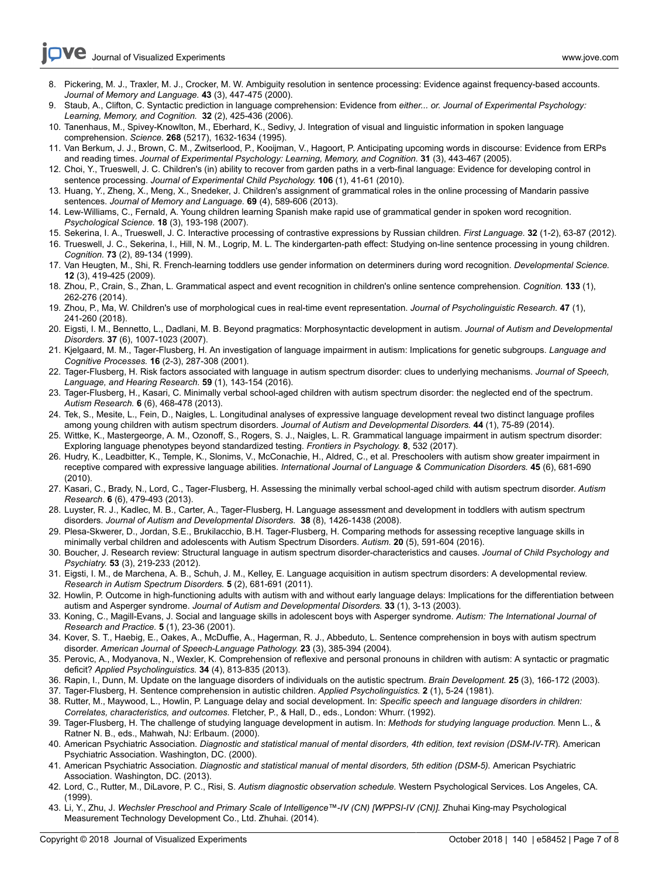8. Pickering, M. J., Traxler, M. J., Crocker, M. W. Ambiguity resolution in sentence processing: Evidence against frequency-based accounts. *Journal of Memory and Language.* **43** (3), 447-475 (2000).
9. Staub, A., Clifton, C. Syntactic prediction in language comprehension: Evidence from *either... or. Journal of Experimental Psychology: Learning, Memory, and Cognition.* **32** (2), 425-436 (2006).
10. Tanenhaus, M., Spivey-Knowlton, M., Eberhard, K., Sedivy, J. Integration of visual and linguistic information in spoken language comprehension. *Science.* **268** (5217), 1632-1634 (1995).
11. Van Berkum, J. J., Brown, C. M., Zwitserlood, P., Kooijman, V., Hagoort, P. Anticipating upcoming words in discourse: Evidence from ERPs and reading times. *Journal of Experimental Psychology: Learning, Memory, and Cognition.* **31** (3), 443-467 (2005).
12. Choi, Y., Trueswell, J. C. Children's (in) ability to recover from garden paths in a verb-final language: Evidence for developing control in sentence processing. *Journal of Experimental Child Psychology.* **106** (1), 41-61 (2010).
13. Huang, Y., Zheng, X., Meng, X., Snedeker, J. Children's assignment of grammatical roles in the online processing of Mandarin passive sentences. *Journal of Memory and Language.* **69** (4), 589-606 (2013).
14. Lew-Williams, C., Fernald, A. Young children learning Spanish make rapid use of grammatical gender in spoken word recognition. *Psychological Science.* **18** (3), 193-198 (2007).
15. Sekerina, I. A., Trueswell, J. C. Interactive processing of contrastive expressions by Russian children. *First Language.* **32** (1-2), 63-87 (2012).
16. Trueswell, J. C., Sekerina, I., Hill, N. M., Logrip, M. L. The kindergarten-path effect: Studying on-line sentence processing in young children. *Cognition.* **73** (2), 89-134 (1999).
17. Van Heugten, M., Shi, R. French-learning toddlers use gender information on determiners during word recognition. *Developmental Science.* **12** (3), 419-425 (2009).
18. Zhou, P., Crain, S., Zhan, L. Grammatical aspect and event recognition in children's online sentence comprehension. *Cognition.* **133** (1), 262-276 (2014).
19. Zhou, P., Ma, W. Children's use of morphological cues in real-time event representation. *Journal of Psycholinguistic Research.* **47** (1), 241-260 (2018).
20. Eigsti, I. M., Bennetto, L., Dadlani, M. B. Beyond pragmatics: Morphosyntactic development in autism. *Journal of Autism and Developmental Disorders.* **37** (6), 1007-1023 (2007).
21. Kjelgaard, M. M., Tager-Flusberg, H. An investigation of language impairment in autism: Implications for genetic subgroups. *Language and Cognitive Processes.* **16** (2-3), 287-308 (2001).
22. Tager-Flusberg, H. Risk factors associated with language in autism spectrum disorder: clues to underlying mechanisms. *Journal of Speech, Language, and Hearing Research.* **59** (1), 143-154 (2016).
23. Tager-Flusberg, H., Kasari, C. Minimally verbal school-aged children with autism spectrum disorder: the neglected end of the spectrum. *Autism Research.* **6** (6), 468-478 (2013).
24. Tek, S., Mesite, L., Fein, D., Naigles, L. Longitudinal analyses of expressive language development reveal two distinct language profiles among young children with autism spectrum disorders. *Journal of Autism and Developmental Disorders.* **44** (1), 75-89 (2014).
25. Wittke, K., Mastergeorge, A. M., Ozonoff, S., Rogers, S. J., Naigles, L. R. Grammatical language impairment in autism spectrum disorder: Exploring language phenotypes beyond standardized testing. *Frontiers in Psychology.* **8**, 532 (2017).
26. Hudry, K., Leadbitter, K., Temple, K., Slonims, V., McConachie, H., Aldred, C., et al. Preschoolers with autism show greater impairment in receptive compared with expressive language abilities. *International Journal of Language & Communication Disorders.* **45** (6), 681-690 (2010).
27. Kasari, C., Brady, N., Lord, C., Tager-Flusberg, H. Assessing the minimally verbal school-aged child with autism spectrum disorder. *Autism Research.* **6** (6), 479-493 (2013).
28. Luyster, R. J., Kadlec, M. B., Carter, A., Tager-Flusberg, H. Language assessment and development in toddlers with autism spectrum disorders. *Journal of Autism and Developmental Disorders.* **38** (8), 1426-1438 (2008).
29. Plesa-Skwerer, D., Jordan, S.E., Brukilacchio, B.H. Tager-Flusberg, H. Comparing methods for assessing receptive language skills in minimally verbal children and adolescents with Autism Spectrum Disorders. *Autism.* **20** (5), 591-604 (2016).
30. Boucher, J. Research review: Structural language in autism spectrum disorder-characteristics and causes. *Journal of Child Psychology and Psychiatry.* **53** (3), 219-233 (2012).
31. Eigsti, I. M., de Marchena, A. B., Schuh, J. M., Kelley, E. Language acquisition in autism spectrum disorders: A developmental review. *Research in Autism Spectrum Disorders.* **5** (2), 681-691 (2011).
32. Howlin, P. Outcome in high-functioning adults with autism with and without early language delays: Implications for the differentiation between autism and Asperger syndrome. *Journal of Autism and Developmental Disorders.* **33** (1), 3-13 (2003).
33. Koning, C., Magill-Evans, J. Social and language skills in adolescent boys with Asperger syndrome. *Autism: The International Journal of Research and Practice.* **5** (1), 23-36 (2001).
34. Kover, S. T., Haebig, E., Oakes, A., McDuffie, A., Hagerman, R. J., Abbeduto, L. Sentence comprehension in boys with autism spectrum disorder. *American Journal of Speech-Language Pathology.* **23** (3), 385-394 (2004).
35. Perovic, A., Modyanova, N., Wexler, K. Comprehension of reflexive and personal pronouns in children with autism: A syntactic or pragmatic deficit? *Applied Psycholinguistics.* **34** (4), 813-835 (2013).
36. Rapin, I., Dunn, M. Update on the language disorders of individuals on the autistic spectrum. *Brain Development.* **25** (3), 166-172 (2003).
37. Tager-Flusberg, H. Sentence comprehension in autistic children. *Applied Psycholinguistics.* **2** (1), 5-24 (1981).
38. Rutter, M., Maywood, L., Howlin, P. Language delay and social development. In: *Specific speech and language disorders in children: Correlates, characteristics, and outcomes.* Fletcher, P., & Hall, D., eds., London: Whurr. (1992).
39. Tager-Flusberg, H. The challenge of studying language development in autism. In: *Methods for studying language production.* Menn L., & Ratner N. B., eds., Mahwah, NJ: Erlbaum. (2000).
40. American Psychiatric Association. *Diagnostic and statistical manual of mental disorders, 4th edition, text revision (DSM-IV-TR).* American Psychiatric Association. Washington, DC. (2000).
41. American Psychiatric Association. *Diagnostic and statistical manual of mental disorders, 5th edition (DSM-5).* American Psychiatric Association. Washington, DC. (2013).
42. Lord, C., Rutter, M., DiLavore, P. C., Risi, S. *Autism diagnostic observation schedule.* Western Psychological Services. Los Angeles, CA. (1999).
43. Li, Y., Zhu, J. *Wechsler Preschool and Primary Scale of Intelligence™-IV (CN) [WPPSI-IV (CN)].* Zhuhai King-may Psychological Measurement Technology Development Co., Ltd. Zhuhai. (2014).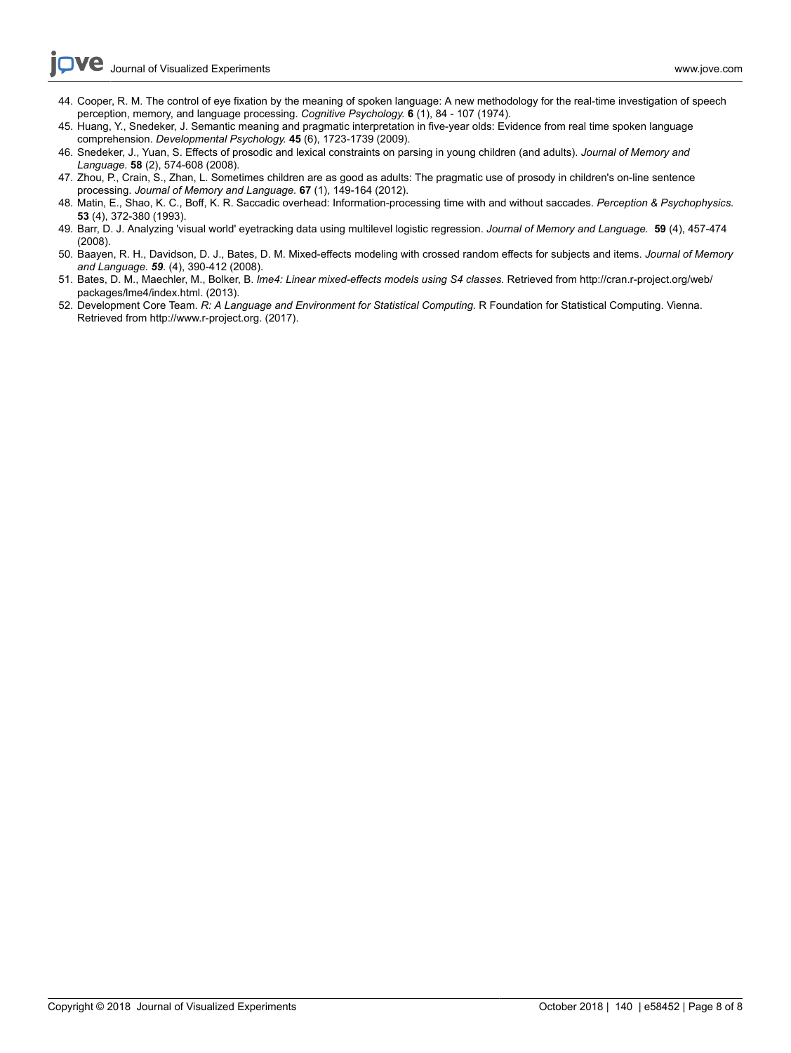44. Cooper, R. M. The control of eye fixation by the meaning of spoken language: A new methodology for the real-time investigation of speech perception, memory, and language processing. *Cognitive Psychology.* **6** (1), 84 - 107 (1974).
45. Huang, Y., Snedeker, J. Semantic meaning and pragmatic interpretation in five-year olds: Evidence from real time spoken language comprehension. *Developmental Psychology.* **45** (6), 1723-1739 (2009).
46. Snedeker, J., Yuan, S. Effects of prosodic and lexical constraints on parsing in young children (and adults). *Journal of Memory and Language.* **58** (2), 574-608 (2008).
47. Zhou, P., Crain, S., Zhan, L. Sometimes children are as good as adults: The pragmatic use of prosody in children's on-line sentence processing. *Journal of Memory and Language.* **67** (1), 149-164 (2012).
48. Matin, E., Shao, K. C., Boff, K. R. Saccadic overhead: Information-processing time with and without saccades. *Perception & Psychophysics.* **53** (4), 372-380 (1993).
49. Barr, D. J. Analyzing 'visual world' eyetracking data using multilevel logistic regression. *Journal of Memory and Language.* **59** (4), 457-474 (2008).
50. Baayen, R. H., Davidson, D. J., Bates, D. M. Mixed-effects modeling with crossed random effects for subjects and items. *Journal of Memory and Language. **59***. (4), 390-412 (2008).
51. Bates, D. M., Maechler, M., Bolker, B. *lme4: Linear mixed-effects models using S4 classes.* Retrieved from http://cran.r-project.org/web/packages/lme4/index.html. (2013).
52. Development Core Team. *R: A Language and Environment for Statistical Computing.* R Foundation for Statistical Computing. Vienna. Retrieved from http://www.r-project.org. (2017).